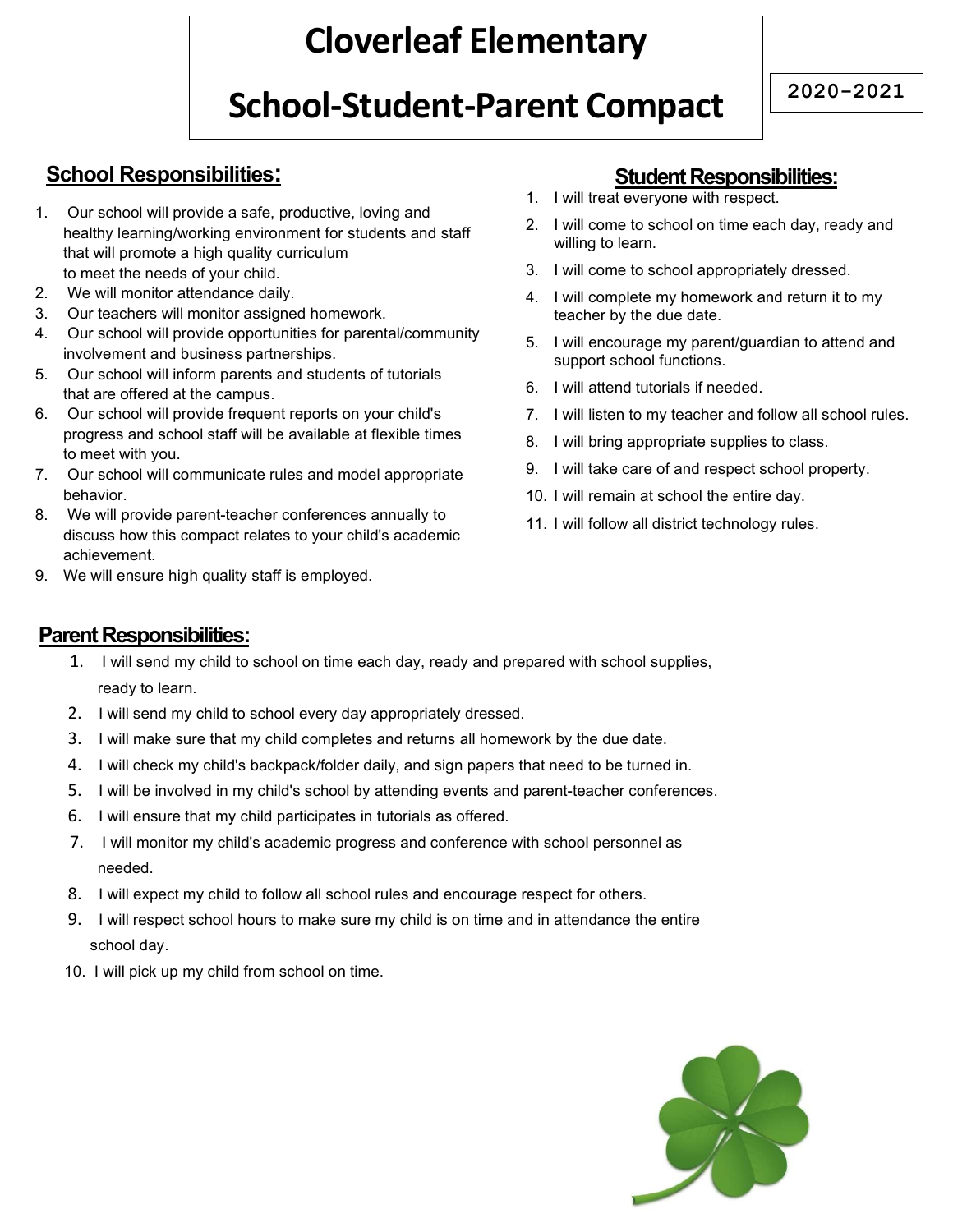# Cloverleaf Elementary

# School-Student-Parent Compact

2020-2021

## School Responsibilities:

1. Our school will provide a safe, productive, loving and healthy learning/working environment for students and staff that will promote a high quality curriculum to meet the needs of your child.
2. We will monitor attendance daily.
3. Our teachers will monitor assigned homework.
4. Our school will provide opportunities for parental/community involvement and business partnerships.
5. Our school will inform parents and students of tutorials that are offered at the campus.
6. Our school will provide frequent reports on your child's progress and school staff will be available at flexible times to meet with you.
7. Our school will communicate rules and model appropriate behavior.
8. We will provide parent-teacher conferences annually to discuss how this compact relates to your child's academic achievement.
9. We will ensure high quality staff is employed.

## Student Responsibilities:

1. I will treat everyone with respect.
2. I will come to school on time each day, ready and willing to learn.
3. I will come to school appropriately dressed.
4. I will complete my homework and return it to my teacher by the due date.
5. I will encourage my parent/guardian to attend and support school functions.
6. I will attend tutorials if needed.
7. I will listen to my teacher and follow all school rules.
8. I will bring appropriate supplies to class.
9. I will take care of and respect school property.
10. I will remain at school the entire day.
11. I will follow all district technology rules.

## Parent Responsibilities:

1. I will send my child to school on time each day, ready and prepared with school supplies, ready to learn.
2. I will send my child to school every day appropriately dressed.
3. I will make sure that my child completes and returns all homework by the due date.
4. I will check my child's backpack/folder daily, and sign papers that need to be turned in.
5. I will be involved in my child's school by attending events and parent-teacher conferences.
6. I will ensure that my child participates in tutorials as offered.
7. I will monitor my child's academic progress and conference with school personnel as needed.
8. I will expect my child to follow all school rules and encourage respect for others.
9. I will respect school hours to make sure my child is on time and in attendance the entire school day.
10. I will pick up my child from school on time.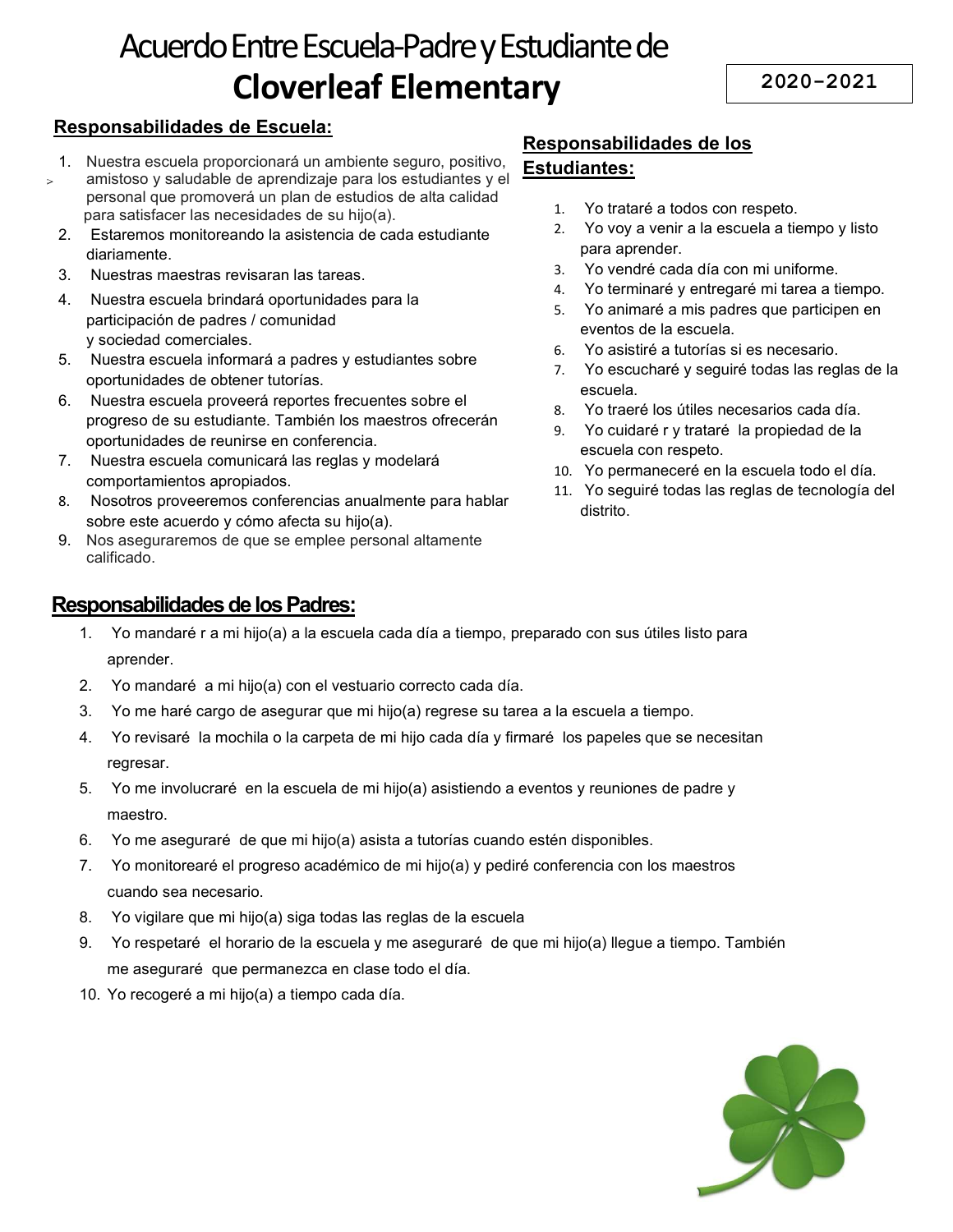# Acuerdo Entre Escuela-Padre y Estudiante de Cloverleaf Elementary

**2020-2021**

## Responsabilidades de Escuela:

1. Nuestra escuela proporcionará un ambiente seguro, positivo, amistoso y saludable de aprendizaje para los estudiantes y el personal que promoverá un plan de estudios de alta calidad para satisfacer las necesidades de su hijo(a).
2. Estaremos monitoreando la asistencia de cada estudiante diariamente.
3. Nuestras maestras revisaran las tareas.
4. Nuestra escuela brindará oportunidades para la participación de padres / comunidad y sociedad comerciales.
5. Nuestra escuela informará a padres y estudiantes sobre oportunidades de obtener tutorías.
6. Nuestra escuela proveerá reportes frecuentes sobre el progreso de su estudiante. También los maestros ofrecerán oportunidades de reunirse en conferencia.
7. Nuestra escuela comunicará las reglas y modelará comportamientos apropiados.
8. Nosotros proveeremos conferencias anualmente para hablar sobre este acuerdo y cómo afecta su hijo(a).
9. Nos aseguraremos de que se emplee personal altamente calificado.

## Responsabilidades de los Estudiantes:

1. Yo trataré a todos con respeto.
2. Yo voy a venir a la escuela a tiempo y listo para aprender.
3. Yo vendré cada día con mi uniforme.
4. Yo terminaré y entregaré mi tarea a tiempo.
5. Yo animaré a mis padres que participen en eventos de la escuela.
6. Yo asistiré a tutorías si es necesario.
7. Yo escucharé y seguiré todas las reglas de la escuela.
8. Yo traeré los útiles necesarios cada día.
9. Yo cuidaré r y trataré la propiedad de la escuela con respeto.
10. Yo permaneceré en la escuela todo el día.
11. Yo seguiré todas las reglas de tecnología del distrito.

## Responsabilidades de los Padres:

1. Yo mandaré r a mi hijo(a) a la escuela cada día a tiempo, preparado con sus útiles listo para aprender.
2. Yo mandaré a mi hijo(a) con el vestuario correcto cada día.
3. Yo me haré cargo de asegurar que mi hijo(a) regrese su tarea a la escuela a tiempo.
4. Yo revisaré la mochila o la carpeta de mi hijo cada día y firmaré los papeles que se necesitan regresar.
5. Yo me involucraré en la escuela de mi hijo(a) asistiendo a eventos y reuniones de padre y maestro.
6. Yo me aseguraré de que mi hijo(a) asista a tutorías cuando estén disponibles.
7. Yo monitorearé el progreso académico de mi hijo(a) y pediré conferencia con los maestros cuando sea necesario.
8. Yo vigilare que mi hijo(a) siga todas las reglas de la escuela
9. Yo respetaré el horario de la escuela y me aseguraré de que mi hijo(a) llegue a tiempo. También me aseguraré que permanezca en clase todo el día.
10. Yo recogeré a mi hijo(a) a tiempo cada día.